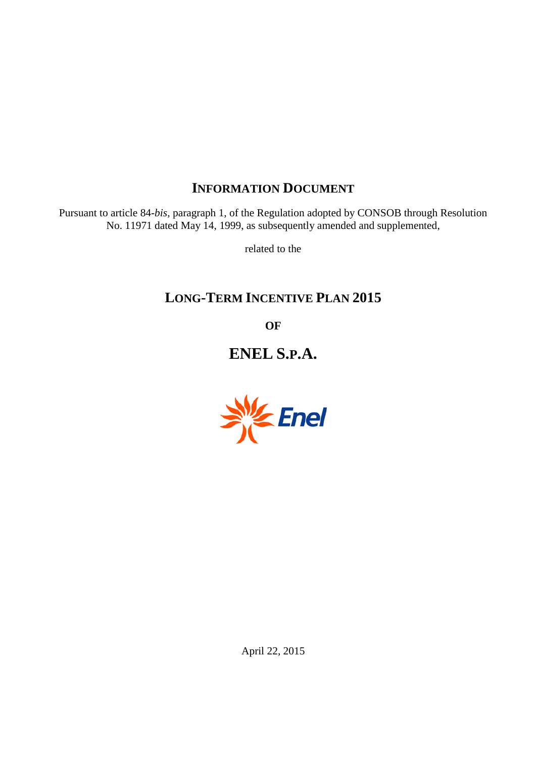# INFORMATION DOCUMENT

Pursuant to article 84-*bis*, paragraph 1, of the Regulation adopted by CONSOB through Resolution No. 11971 dated May 14, 1999, as subsequently amended and supplemented,

related to the

# LONG-TERM INCENTIVE PLAN 2015

**OF**

# ENEL S.P.A.

April 22, 2015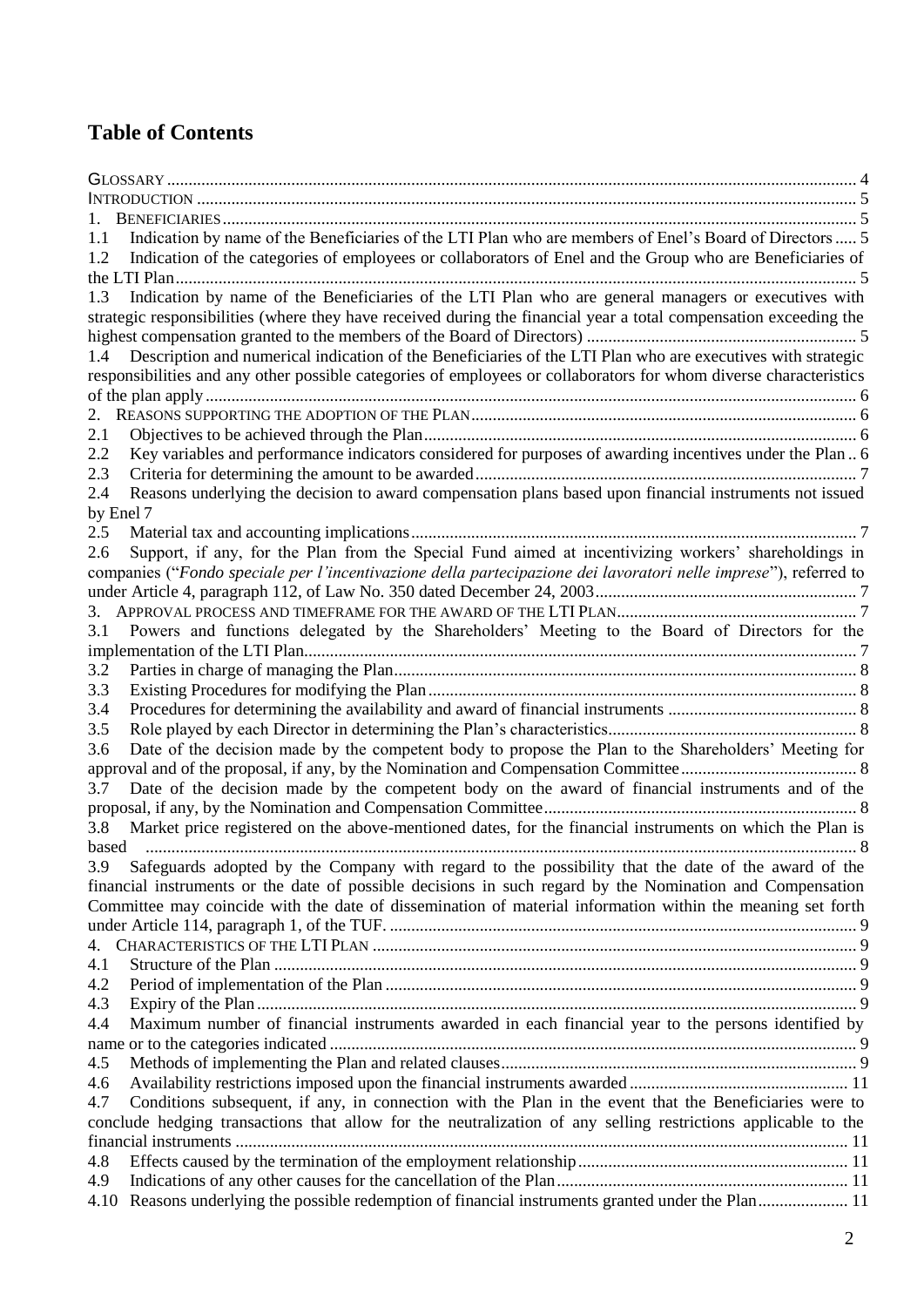# Table of Contents

GLOSSARY ... 4
INTRODUCTION ... 5
1. BENEFICIARIES ... 5
1.1 Indication by name of the Beneficiaries of the LTI Plan who are members of Enel's Board of Directors ... 5
1.2 Indication of the categories of employees or collaborators of Enel and the Group who are Beneficiaries of the LTI Plan ... 5
1.3 Indication by name of the Beneficiaries of the LTI Plan who are general managers or executives with strategic responsibilities (where they have received during the financial year a total compensation exceeding the highest compensation granted to the members of the Board of Directors) ... 5
1.4 Description and numerical indication of the Beneficiaries of the LTI Plan who are executives with strategic responsibilities and any other possible categories of employees or collaborators for whom diverse characteristics of the plan apply ... 6
2. REASONS SUPPORTING THE ADOPTION OF THE PLAN ... 6
2.1 Objectives to be achieved through the Plan ... 6
2.2 Key variables and performance indicators considered for purposes of awarding incentives under the Plan .. 6
2.3 Criteria for determining the amount to be awarded ... 7
2.4 Reasons underlying the decision to award compensation plans based upon financial instruments not issued by Enel 7
2.5 Material tax and accounting implications ... 7
2.6 Support, if any, for the Plan from the Special Fund aimed at incentivizing workers' shareholdings in companies ("*Fondo speciale per l'incentivazione della partecipazione dei lavoratori nelle imprese*"), referred to under Article 4, paragraph 112, of Law No. 350 dated December 24, 2003 ... 7
3. APPROVAL PROCESS AND TIMEFRAME FOR THE AWARD OF THE LTI PLAN ... 7
3.1 Powers and functions delegated by the Shareholders' Meeting to the Board of Directors for the implementation of the LTI Plan ... 7
3.2 Parties in charge of managing the Plan ... 8
3.3 Existing Procedures for modifying the Plan ... 8
3.4 Procedures for determining the availability and award of financial instruments ... 8
3.5 Role played by each Director in determining the Plan's characteristics ... 8
3.6 Date of the decision made by the competent body to propose the Plan to the Shareholders' Meeting for approval and of the proposal, if any, by the Nomination and Compensation Committee ... 8
3.7 Date of the decision made by the competent body on the award of financial instruments and of the proposal, if any, by the Nomination and Compensation Committee ... 8
3.8 Market price registered on the above-mentioned dates, for the financial instruments on which the Plan is based ... 8
3.9 Safeguards adopted by the Company with regard to the possibility that the date of the award of the financial instruments or the date of possible decisions in such regard by the Nomination and Compensation Committee may coincide with the date of dissemination of material information within the meaning set forth under Article 114, paragraph 1, of the TUF. ... 9
4. CHARACTERISTICS OF THE LTI PLAN ... 9
4.1 Structure of the Plan ... 9
4.2 Period of implementation of the Plan ... 9
4.3 Expiry of the Plan ... 9
4.4 Maximum number of financial instruments awarded in each financial year to the persons identified by name or to the categories indicated ... 9
4.5 Methods of implementing the Plan and related clauses ... 9
4.6 Availability restrictions imposed upon the financial instruments awarded ... 11
4.7 Conditions subsequent, if any, in connection with the Plan in the event that the Beneficiaries were to conclude hedging transactions that allow for the neutralization of any selling restrictions applicable to the financial instruments ... 11
4.8 Effects caused by the termination of the employment relationship ... 11
4.9 Indications of any other causes for the cancellation of the Plan ... 11
4.10 Reasons underlying the possible redemption of financial instruments granted under the Plan ... 11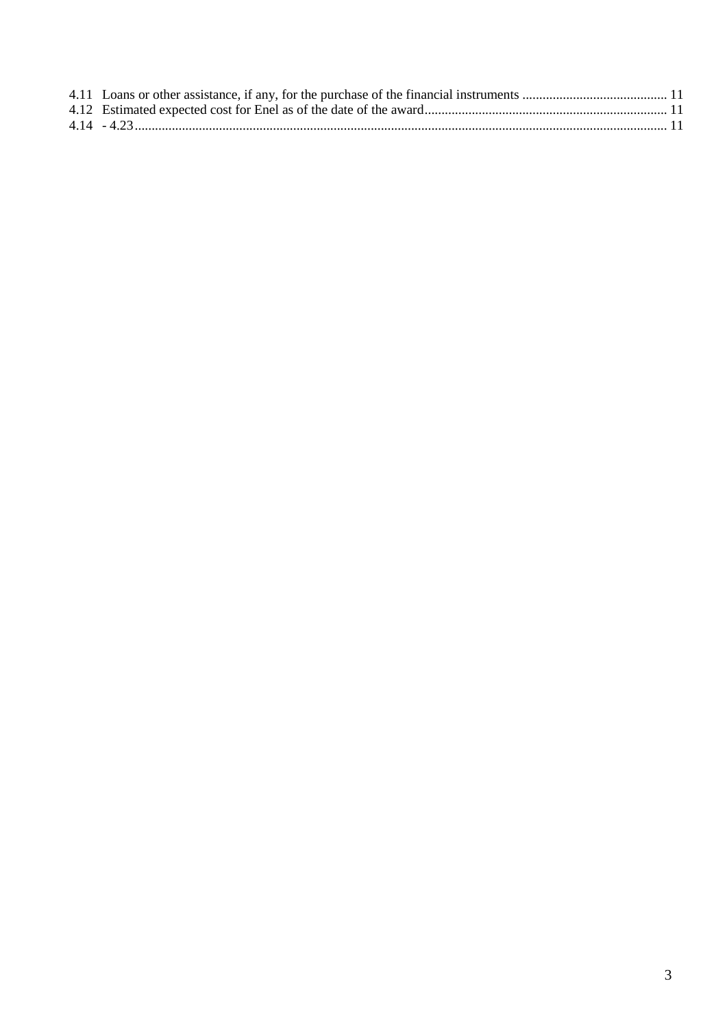4.11 Loans or other assistance, if any, for the purchase of the financial instruments ........................................... 11
4.12 Estimated expected cost for Enel as of the date of the award........................................................................ 11
4.14 - 4.23............................................................................................................................................................ 11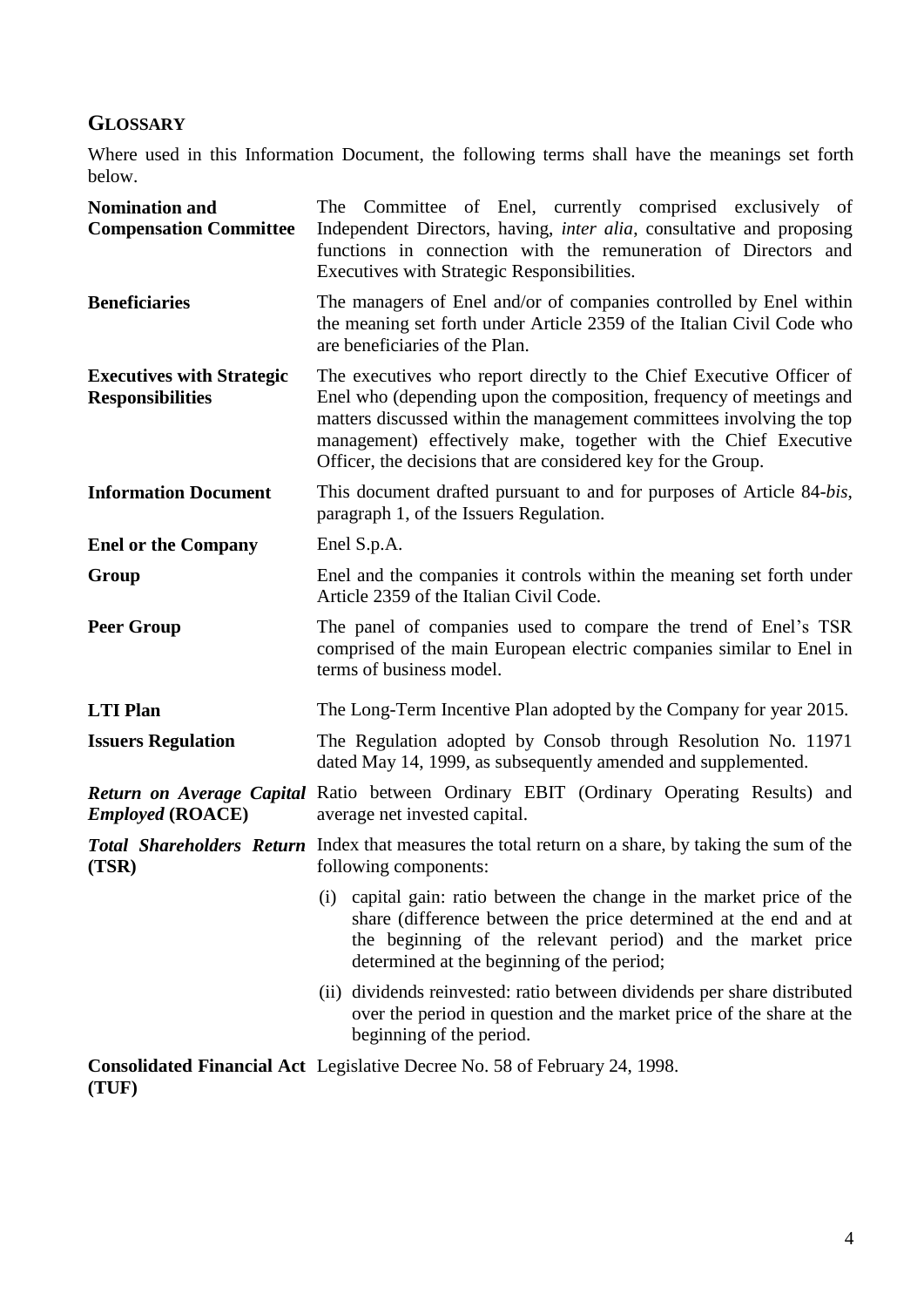## GLOSSARY

Where used in this Information Document, the following terms shall have the meanings set forth below.

**Nomination and Compensation Committee** The Committee of Enel, currently comprised exclusively of Independent Directors, having, *inter alia*, consultative and proposing functions in connection with the remuneration of Directors and Executives with Strategic Responsibilities.

**Beneficiaries** The managers of Enel and/or of companies controlled by Enel within the meaning set forth under Article 2359 of the Italian Civil Code who are beneficiaries of the Plan.

**Executives with Strategic Responsibilities** The executives who report directly to the Chief Executive Officer of Enel who (depending upon the composition, frequency of meetings and matters discussed within the management committees involving the top management) effectively make, together with the Chief Executive Officer, the decisions that are considered key for the Group.

**Information Document** This document drafted pursuant to and for purposes of Article 84-*bis*, paragraph 1, of the Issuers Regulation.

**Enel or the Company** Enel S.p.A.

**Group** Enel and the companies it controls within the meaning set forth under Article 2359 of the Italian Civil Code.

**Peer Group** The panel of companies used to compare the trend of Enel's TSR comprised of the main European electric companies similar to Enel in terms of business model.

**LTI Plan** The Long-Term Incentive Plan adopted by the Company for year 2015.

**Issuers Regulation** The Regulation adopted by Consob through Resolution No. 11971 dated May 14, 1999, as subsequently amended and supplemented.

***Return on Average Capital Employed* (ROACE)** Ratio between Ordinary EBIT (Ordinary Operating Results) and average net invested capital.

***Total Shareholders Return* (TSR)** Index that measures the total return on a share, by taking the sum of the following components:

(i) capital gain: ratio between the change in the market price of the share (difference between the price determined at the end and at the beginning of the relevant period) and the market price determined at the beginning of the period;

(ii) dividends reinvested: ratio between dividends per share distributed over the period in question and the market price of the share at the beginning of the period.

**Consolidated Financial Act (TUF)** Legislative Decree No. 58 of February 24, 1998.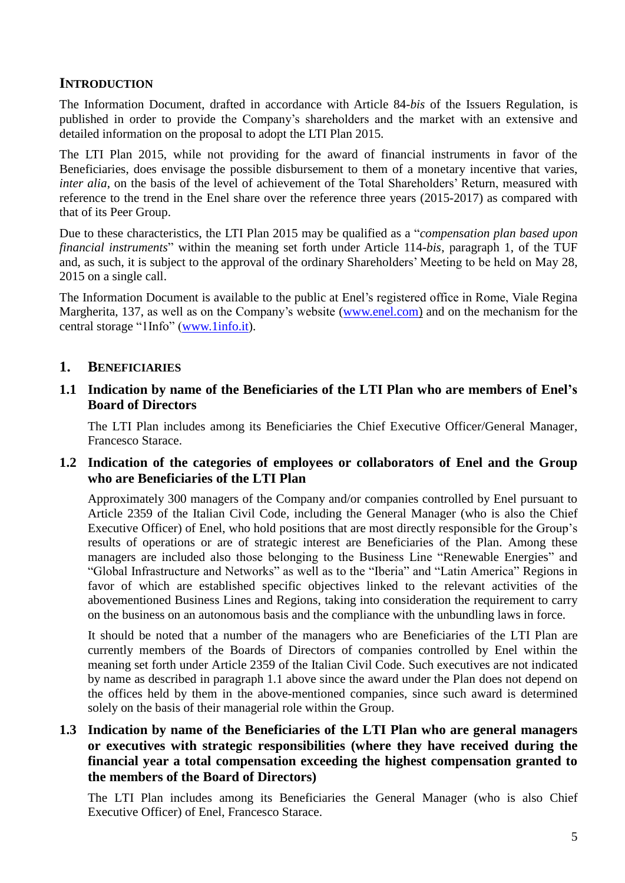## INTRODUCTION

The Information Document, drafted in accordance with Article 84-*bis* of the Issuers Regulation, is published in order to provide the Company's shareholders and the market with an extensive and detailed information on the proposal to adopt the LTI Plan 2015.

The LTI Plan 2015, while not providing for the award of financial instruments in favor of the Beneficiaries, does envisage the possible disbursement to them of a monetary incentive that varies, *inter alia*, on the basis of the level of achievement of the Total Shareholders' Return, measured with reference to the trend in the Enel share over the reference three years (2015-2017) as compared with that of its Peer Group.

Due to these characteristics, the LTI Plan 2015 may be qualified as a "*compensation plan based upon financial instruments*" within the meaning set forth under Article 114-*bis*, paragraph 1, of the TUF and, as such, it is subject to the approval of the ordinary Shareholders' Meeting to be held on May 28, 2015 on a single call.

The Information Document is available to the public at Enel's registered office in Rome, Viale Regina Margherita, 137, as well as on the Company's website (www.enel.com) and on the mechanism for the central storage "1Info" (www.1info.it).

## 1. BENEFICIARIES

### 1.1 Indication by name of the Beneficiaries of the LTI Plan who are members of Enel's Board of Directors

The LTI Plan includes among its Beneficiaries the Chief Executive Officer/General Manager, Francesco Starace.

### 1.2 Indication of the categories of employees or collaborators of Enel and the Group who are Beneficiaries of the LTI Plan

Approximately 300 managers of the Company and/or companies controlled by Enel pursuant to Article 2359 of the Italian Civil Code, including the General Manager (who is also the Chief Executive Officer) of Enel, who hold positions that are most directly responsible for the Group's results of operations or are of strategic interest are Beneficiaries of the Plan. Among these managers are included also those belonging to the Business Line "Renewable Energies" and "Global Infrastructure and Networks" as well as to the "Iberia" and "Latin America" Regions in favor of which are established specific objectives linked to the relevant activities of the abovementioned Business Lines and Regions, taking into consideration the requirement to carry on the business on an autonomous basis and the compliance with the unbundling laws in force.

It should be noted that a number of the managers who are Beneficiaries of the LTI Plan are currently members of the Boards of Directors of companies controlled by Enel within the meaning set forth under Article 2359 of the Italian Civil Code. Such executives are not indicated by name as described in paragraph 1.1 above since the award under the Plan does not depend on the offices held by them in the above-mentioned companies, since such award is determined solely on the basis of their managerial role within the Group.

### 1.3 Indication by name of the Beneficiaries of the LTI Plan who are general managers or executives with strategic responsibilities (where they have received during the financial year a total compensation exceeding the highest compensation granted to the members of the Board of Directors)

The LTI Plan includes among its Beneficiaries the General Manager (who is also Chief Executive Officer) of Enel, Francesco Starace.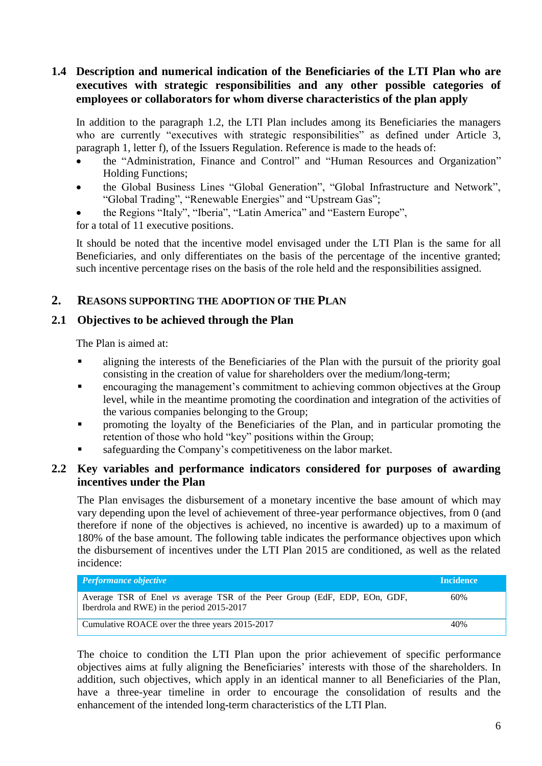### 1.4 Description and numerical indication of the Beneficiaries of the LTI Plan who are executives with strategic responsibilities and any other possible categories of employees or collaborators for whom diverse characteristics of the plan apply

In addition to the paragraph 1.2, the LTI Plan includes among its Beneficiaries the managers who are currently "executives with strategic responsibilities" as defined under Article 3, paragraph 1, letter f), of the Issuers Regulation. Reference is made to the heads of:

- the "Administration, Finance and Control" and "Human Resources and Organization" Holding Functions;
- the Global Business Lines "Global Generation", "Global Infrastructure and Network", "Global Trading", "Renewable Energies" and "Upstream Gas";
- the Regions "Italy", "Iberia", "Latin America" and "Eastern Europe",

for a total of 11 executive positions.

It should be noted that the incentive model envisaged under the LTI Plan is the same for all Beneficiaries, and only differentiates on the basis of the percentage of the incentive granted; such incentive percentage rises on the basis of the role held and the responsibilities assigned.

## 2. Reasons supporting the adoption of the Plan

### 2.1 Objectives to be achieved through the Plan

The Plan is aimed at:

- aligning the interests of the Beneficiaries of the Plan with the pursuit of the priority goal consisting in the creation of value for shareholders over the medium/long-term;
- encouraging the management's commitment to achieving common objectives at the Group level, while in the meantime promoting the coordination and integration of the activities of the various companies belonging to the Group;
- promoting the loyalty of the Beneficiaries of the Plan, and in particular promoting the retention of those who hold "key" positions within the Group;
- safeguarding the Company's competitiveness on the labor market.

### 2.2 Key variables and performance indicators considered for purposes of awarding incentives under the Plan

The Plan envisages the disbursement of a monetary incentive the base amount of which may vary depending upon the level of achievement of three-year performance objectives, from 0 (and therefore if none of the objectives is achieved, no incentive is awarded) up to a maximum of 180% of the base amount. The following table indicates the performance objectives upon which the disbursement of incentives under the LTI Plan 2015 are conditioned, as well as the related incidence:

| *Performance objective* | Incidence |
|---|---|
| Average TSR of Enel *vs* average TSR of the Peer Group (EdF, EDP, EOn, GDF, Iberdrola and RWE) in the period 2015-2017 | 60% |
| Cumulative ROACE over the three years 2015-2017 | 40% |

The choice to condition the LTI Plan upon the prior achievement of specific performance objectives aims at fully aligning the Beneficiaries' interests with those of the shareholders. In addition, such objectives, which apply in an identical manner to all Beneficiaries of the Plan, have a three-year timeline in order to encourage the consolidation of results and the enhancement of the intended long-term characteristics of the LTI Plan.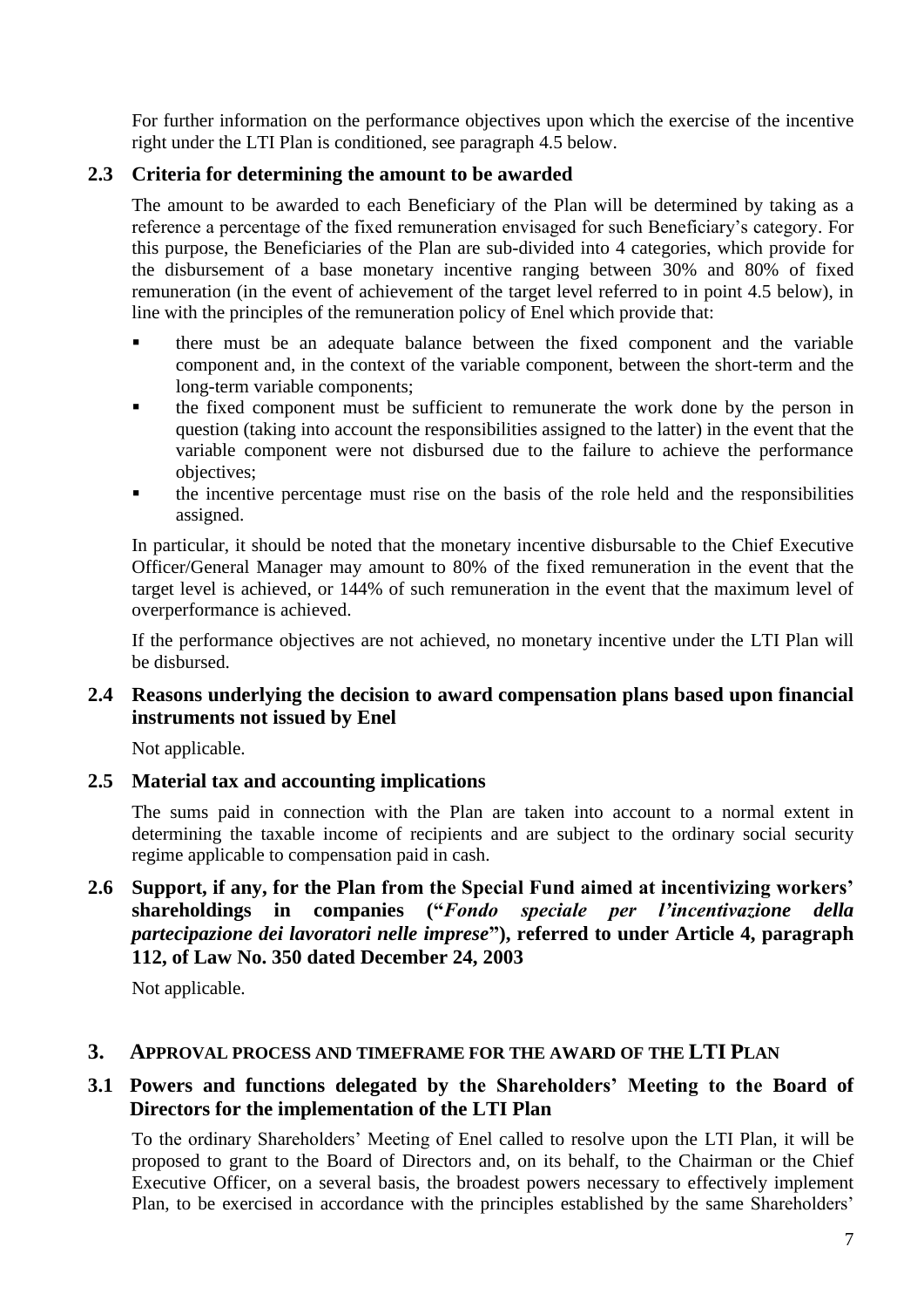For further information on the performance objectives upon which the exercise of the incentive right under the LTI Plan is conditioned, see paragraph 4.5 below.

### 2.3 Criteria for determining the amount to be awarded

The amount to be awarded to each Beneficiary of the Plan will be determined by taking as a reference a percentage of the fixed remuneration envisaged for such Beneficiary's category. For this purpose, the Beneficiaries of the Plan are sub-divided into 4 categories, which provide for the disbursement of a base monetary incentive ranging between 30% and 80% of fixed remuneration (in the event of achievement of the target level referred to in point 4.5 below), in line with the principles of the remuneration policy of Enel which provide that:

- there must be an adequate balance between the fixed component and the variable component and, in the context of the variable component, between the short-term and the long-term variable components;
- the fixed component must be sufficient to remunerate the work done by the person in question (taking into account the responsibilities assigned to the latter) in the event that the variable component were not disbursed due to the failure to achieve the performance objectives;
- the incentive percentage must rise on the basis of the role held and the responsibilities assigned.

In particular, it should be noted that the monetary incentive disbursable to the Chief Executive Officer/General Manager may amount to 80% of the fixed remuneration in the event that the target level is achieved, or 144% of such remuneration in the event that the maximum level of overperformance is achieved.

If the performance objectives are not achieved, no monetary incentive under the LTI Plan will be disbursed.

### 2.4 Reasons underlying the decision to award compensation plans based upon financial instruments not issued by Enel

Not applicable.

### 2.5 Material tax and accounting implications

The sums paid in connection with the Plan are taken into account to a normal extent in determining the taxable income of recipients and are subject to the ordinary social security regime applicable to compensation paid in cash.

### 2.6 Support, if any, for the Plan from the Special Fund aimed at incentivizing workers' shareholdings in companies ("*Fondo speciale per l'incentivazione della partecipazione dei lavoratori nelle imprese*"), referred to under Article 4, paragraph 112, of Law No. 350 dated December 24, 2003

Not applicable.

## 3. APPROVAL PROCESS AND TIMEFRAME FOR THE AWARD OF THE LTI PLAN

### 3.1 Powers and functions delegated by the Shareholders' Meeting to the Board of Directors for the implementation of the LTI Plan

To the ordinary Shareholders' Meeting of Enel called to resolve upon the LTI Plan, it will be proposed to grant to the Board of Directors and, on its behalf, to the Chairman or the Chief Executive Officer, on a several basis, the broadest powers necessary to effectively implement Plan, to be exercised in accordance with the principles established by the same Shareholders'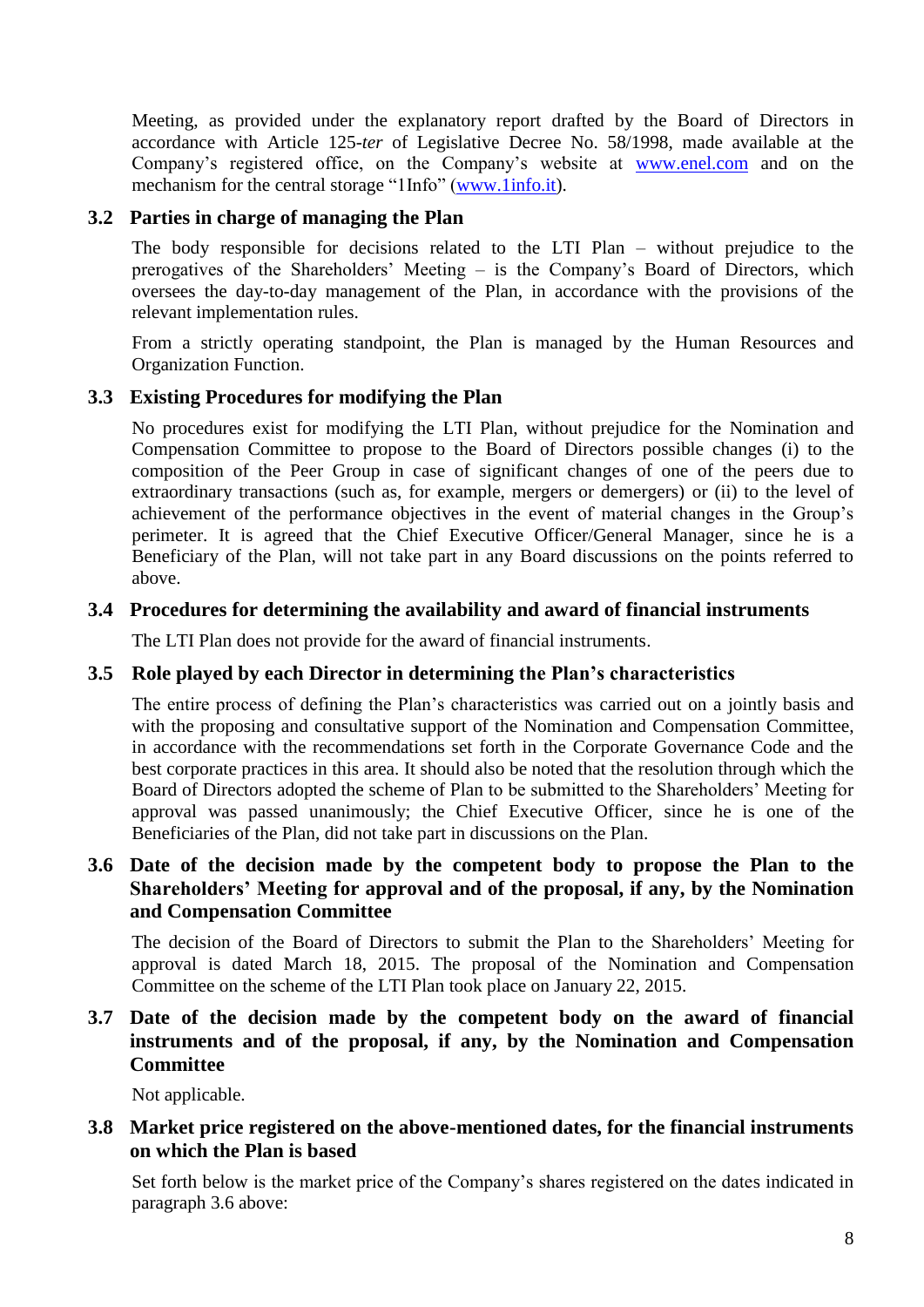Meeting, as provided under the explanatory report drafted by the Board of Directors in accordance with Article 125-*ter* of Legislative Decree No. 58/1998, made available at the Company's registered office, on the Company's website at www.enel.com and on the mechanism for the central storage "1Info" (www.1info.it).

### 3.2 Parties in charge of managing the Plan

The body responsible for decisions related to the LTI Plan – without prejudice to the prerogatives of the Shareholders' Meeting – is the Company's Board of Directors, which oversees the day-to-day management of the Plan, in accordance with the provisions of the relevant implementation rules.

From a strictly operating standpoint, the Plan is managed by the Human Resources and Organization Function.

### 3.3 Existing Procedures for modifying the Plan

No procedures exist for modifying the LTI Plan, without prejudice for the Nomination and Compensation Committee to propose to the Board of Directors possible changes (i) to the composition of the Peer Group in case of significant changes of one of the peers due to extraordinary transactions (such as, for example, mergers or demergers) or (ii) to the level of achievement of the performance objectives in the event of material changes in the Group's perimeter. It is agreed that the Chief Executive Officer/General Manager, since he is a Beneficiary of the Plan, will not take part in any Board discussions on the points referred to above.

### 3.4 Procedures for determining the availability and award of financial instruments

The LTI Plan does not provide for the award of financial instruments.

### 3.5 Role played by each Director in determining the Plan's characteristics

The entire process of defining the Plan's characteristics was carried out on a jointly basis and with the proposing and consultative support of the Nomination and Compensation Committee, in accordance with the recommendations set forth in the Corporate Governance Code and the best corporate practices in this area. It should also be noted that the resolution through which the Board of Directors adopted the scheme of Plan to be submitted to the Shareholders' Meeting for approval was passed unanimously; the Chief Executive Officer, since he is one of the Beneficiaries of the Plan, did not take part in discussions on the Plan.

### 3.6 Date of the decision made by the competent body to propose the Plan to the Shareholders' Meeting for approval and of the proposal, if any, by the Nomination and Compensation Committee

The decision of the Board of Directors to submit the Plan to the Shareholders' Meeting for approval is dated March 18, 2015. The proposal of the Nomination and Compensation Committee on the scheme of the LTI Plan took place on January 22, 2015.

### 3.7 Date of the decision made by the competent body on the award of financial instruments and of the proposal, if any, by the Nomination and Compensation Committee

Not applicable.

### 3.8 Market price registered on the above-mentioned dates, for the financial instruments on which the Plan is based

Set forth below is the market price of the Company's shares registered on the dates indicated in paragraph 3.6 above: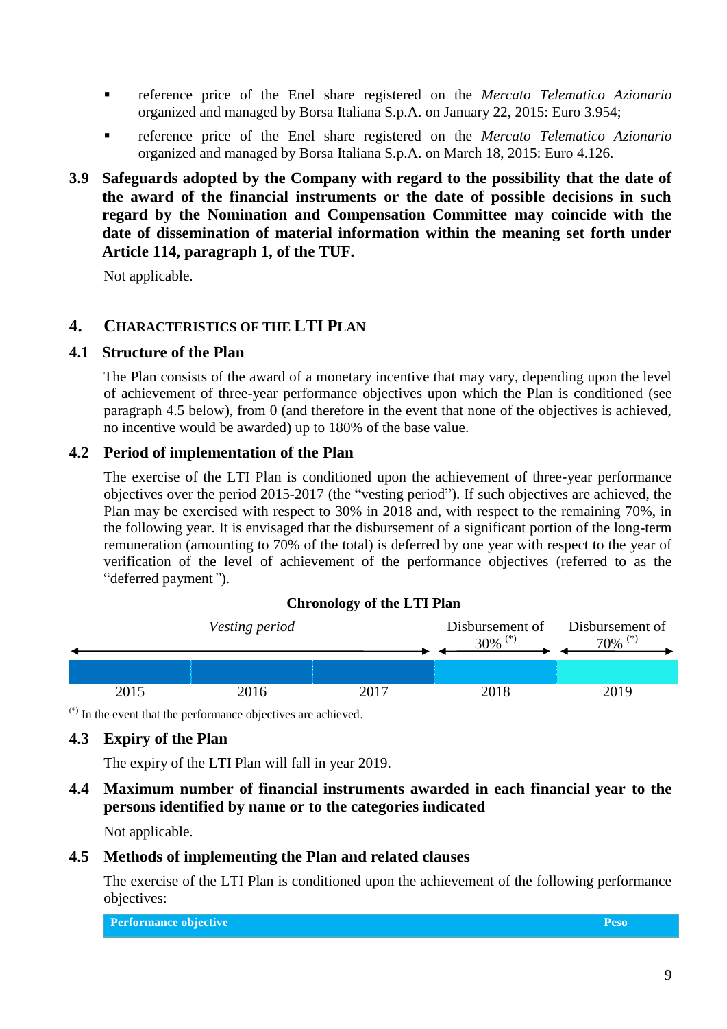- reference price of the Enel share registered on the *Mercato Telematico Azionario* organized and managed by Borsa Italiana S.p.A. on January 22, 2015: Euro 3.954;
- reference price of the Enel share registered on the *Mercato Telematico Azionario* organized and managed by Borsa Italiana S.p.A. on March 18, 2015: Euro 4.126.

### 3.9 Safeguards adopted by the Company with regard to the possibility that the date of the award of the financial instruments or the date of possible decisions in such regard by the Nomination and Compensation Committee may coincide with the date of dissemination of material information within the meaning set forth under Article 114, paragraph 1, of the TUF.

Not applicable.

## 4. CHARACTERISTICS OF THE LTI PLAN

### 4.1 Structure of the Plan

The Plan consists of the award of a monetary incentive that may vary, depending upon the level of achievement of three-year performance objectives upon which the Plan is conditioned (see paragraph 4.5 below), from 0 (and therefore in the event that none of the objectives is achieved, no incentive would be awarded) up to 180% of the base value.

### 4.2 Period of implementation of the Plan

The exercise of the LTI Plan is conditioned upon the achievement of three-year performance objectives over the period 2015-2017 (the "vesting period"). If such objectives are achieved, the Plan may be exercised with respect to 30% in 2018 and, with respect to the remaining 70%, in the following year. It is envisaged that the disbursement of a significant portion of the long-term remuneration (amounting to 70% of the total) is deferred by one year with respect to the year of verification of the level of achievement of the performance objectives (referred to as the "deferred payment").

**Chronology of the LTI Plan**

| *Vesting period* | | | Disbursement of 30% (*) | Disbursement of 70% (*) |
|---|---|---|---|---|
| 2015 | 2016 | 2017 | 2018 | 2019 |

(*) In the event that the performance objectives are achieved.

### 4.3 Expiry of the Plan

The expiry of the LTI Plan will fall in year 2019.

### 4.4 Maximum number of financial instruments awarded in each financial year to the persons identified by name or to the categories indicated

Not applicable.

### 4.5 Methods of implementing the Plan and related clauses

The exercise of the LTI Plan is conditioned upon the achievement of the following performance objectives:

| Performance objective | Peso |
|---|---|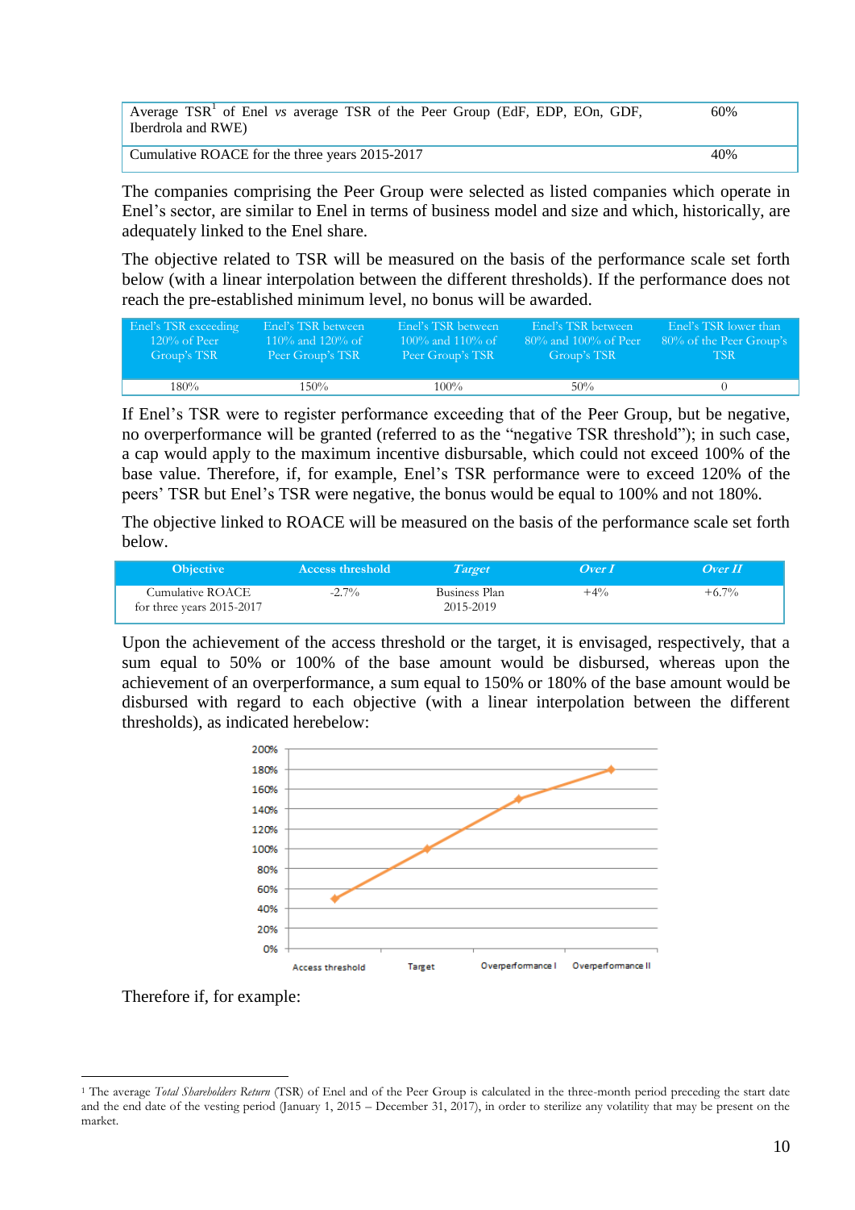| Average TSR[1] of Enel *vs* average TSR of the Peer Group (EdF, EDP, EOn, GDF, Iberdrola and RWE) | 60% |
|---|---|
| Cumulative ROACE for the three years 2015-2017 | 40% |

The companies comprising the Peer Group were selected as listed companies which operate in Enel's sector, are similar to Enel in terms of business model and size and which, historically, are adequately linked to the Enel share.

The objective related to TSR will be measured on the basis of the performance scale set forth below (with a linear interpolation between the different thresholds). If the performance does not reach the pre-established minimum level, no bonus will be awarded.

| Enel's TSR exceeding 120% of Peer Group's TSR | Enel's TSR between 110% and 120% of Peer Group's TSR | Enel's TSR between 100% and 110% of Peer Group's TSR | Enel's TSR between 80% and 100% of Peer Group's TSR | Enel's TSR lower than 80% of the Peer Group's TSR |
|---|---|---|---|---|
| 180% | 150% | 100% | 50% | 0 |

If Enel's TSR were to register performance exceeding that of the Peer Group, but be negative, no overperformance will be granted (referred to as the "negative TSR threshold"); in such case, a cap would apply to the maximum incentive disbursable, which could not exceed 100% of the base value. Therefore, if, for example, Enel's TSR performance were to exceed 120% of the peers' TSR but Enel's TSR were negative, the bonus would be equal to 100% and not 180%.

The objective linked to ROACE will be measured on the basis of the performance scale set forth below.

| Objective | Access threshold | *Target* | *Over I* | *Over II* |
|---|---|---|---|---|
| Cumulative ROACE for three years 2015-2017 | -2.7% | Business Plan 2015-2019 | +4% | +6.7% |

Upon the achievement of the access threshold or the target, it is envisaged, respectively, that a sum equal to 50% or 100% of the base amount would be disbursed, whereas upon the achievement of an overperformance, a sum equal to 150% or 180% of the base amount would be disbursed with regard to each objective (with a linear interpolation between the different thresholds), as indicated herebelow:

Therefore if, for example:

[1] The average *Total Shareholders Return* (TSR) of Enel and of the Peer Group is calculated in the three-month period preceding the start date and the end date of the vesting period (January 1, 2015 – December 31, 2017), in order to sterilize any volatility that may be present on the market.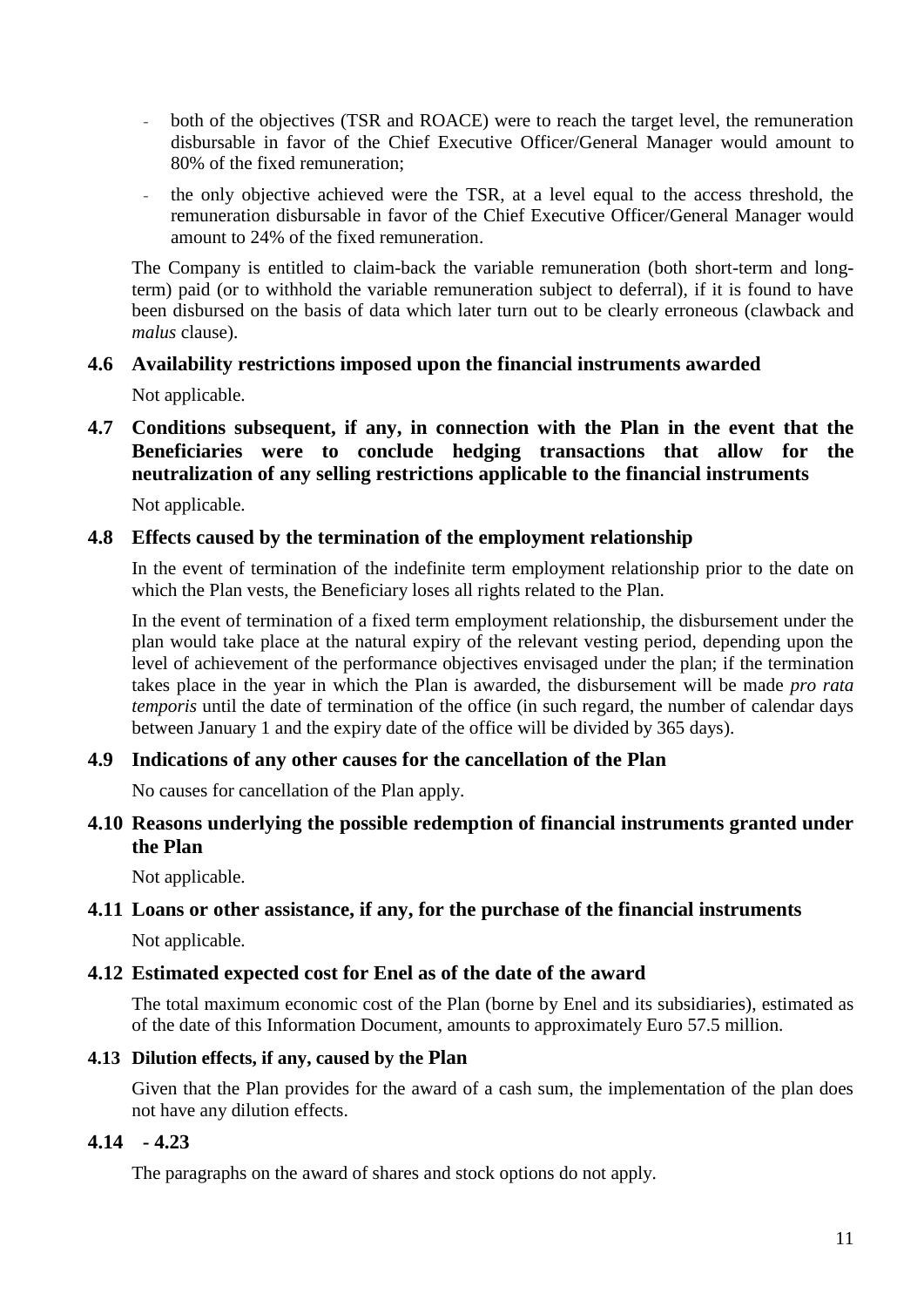- both of the objectives (TSR and ROACE) were to reach the target level, the remuneration disbursable in favor of the Chief Executive Officer/General Manager would amount to 80% of the fixed remuneration;
- the only objective achieved were the TSR, at a level equal to the access threshold, the remuneration disbursable in favor of the Chief Executive Officer/General Manager would amount to 24% of the fixed remuneration.

The Company is entitled to claim-back the variable remuneration (both short-term and long-term) paid (or to withhold the variable remuneration subject to deferral), if it is found to have been disbursed on the basis of data which later turn out to be clearly erroneous (clawback and *malus* clause).

### 4.6 Availability restrictions imposed upon the financial instruments awarded

Not applicable.

### 4.7 Conditions subsequent, if any, in connection with the Plan in the event that the Beneficiaries were to conclude hedging transactions that allow for the neutralization of any selling restrictions applicable to the financial instruments

Not applicable.

### 4.8 Effects caused by the termination of the employment relationship

In the event of termination of the indefinite term employment relationship prior to the date on which the Plan vests, the Beneficiary loses all rights related to the Plan.

In the event of termination of a fixed term employment relationship, the disbursement under the plan would take place at the natural expiry of the relevant vesting period, depending upon the level of achievement of the performance objectives envisaged under the plan; if the termination takes place in the year in which the Plan is awarded, the disbursement will be made *pro rata temporis* until the date of termination of the office (in such regard, the number of calendar days between January 1 and the expiry date of the office will be divided by 365 days).

### 4.9 Indications of any other causes for the cancellation of the Plan

No causes for cancellation of the Plan apply.

### 4.10 Reasons underlying the possible redemption of financial instruments granted under the Plan

Not applicable.

### 4.11 Loans or other assistance, if any, for the purchase of the financial instruments

Not applicable.

### 4.12 Estimated expected cost for Enel as of the date of the award

The total maximum economic cost of the Plan (borne by Enel and its subsidiaries), estimated as of the date of this Information Document, amounts to approximately Euro 57.5 million.

### 4.13 Dilution effects, if any, caused by the Plan

Given that the Plan provides for the award of a cash sum, the implementation of the plan does not have any dilution effects.

### 4.14 - 4.23

The paragraphs on the award of shares and stock options do not apply.